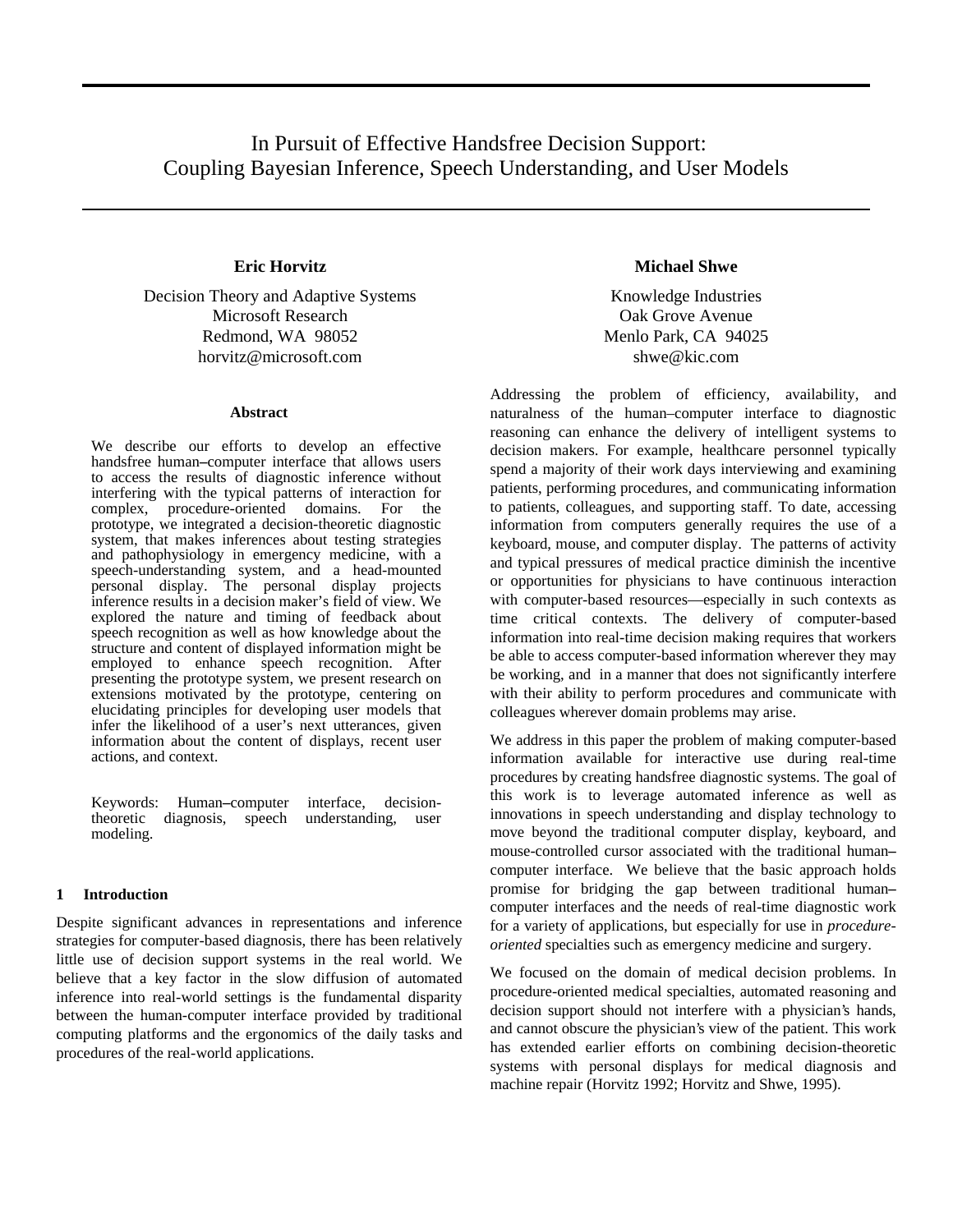# In Pursuit of Effective Handsfree Decision Support: Coupling Bayesian Inference, Speech Understanding, and User Models

**Eric Horvitz**

Decision Theory and Adaptive Systems
Microsoft Research
Redmond, WA 98052
horvitz@microsoft.com

**Michael Shwe**

Knowledge Industries
Oak Grove Avenue
Menlo Park, CA 94025
shwe@kic.com

### Abstract

We describe our efforts to develop an effective handsfree human–computer interface that allows users to access the results of diagnostic inference without interfering with the typical patterns of interaction for complex, procedure-oriented domains. For the prototype, we integrated a decision-theoretic diagnostic system, that makes inferences about testing strategies and pathophysiology in emergency medicine, with a speech-understanding system, and a head-mounted personal display. The personal display projects inference results in a decision maker's field of view. We explored the nature and timing of feedback about speech recognition as well as how knowledge about the structure and content of displayed information might be employed to enhance speech recognition. After presenting the prototype system, we present research on extensions motivated by the prototype, centering on elucidating principles for developing user models that infer the likelihood of a user's next utterances, given information about the content of displays, recent user actions, and context.

Keywords: Human–computer interface, decision-theoretic diagnosis, speech understanding, user modeling.

## 1 Introduction

Despite significant advances in representations and inference strategies for computer-based diagnosis, there has been relatively little use of decision support systems in the real world. We believe that a key factor in the slow diffusion of automated inference into real-world settings is the fundamental disparity between the human-computer interface provided by traditional computing platforms and the ergonomics of the daily tasks and procedures of the real-world applications.

Addressing the problem of efficiency, availability, and naturalness of the human–computer interface to diagnostic reasoning can enhance the delivery of intelligent systems to decision makers. For example, healthcare personnel typically spend a majority of their work days interviewing and examining patients, performing procedures, and communicating information to patients, colleagues, and supporting staff. To date, accessing information from computers generally requires the use of a keyboard, mouse, and computer display. The patterns of activity and typical pressures of medical practice diminish the incentive or opportunities for physicians to have continuous interaction with computer-based resources—especially in such contexts as time critical contexts. The delivery of computer-based information into real-time decision making requires that workers be able to access computer-based information wherever they may be working, and in a manner that does not significantly interfere with their ability to perform procedures and communicate with colleagues wherever domain problems may arise.

We address in this paper the problem of making computer-based information available for interactive use during real-time procedures by creating handsfree diagnostic systems. The goal of this work is to leverage automated inference as well as innovations in speech understanding and display technology to move beyond the traditional computer display, keyboard, and mouse-controlled cursor associated with the traditional human–computer interface. We believe that the basic approach holds promise for bridging the gap between traditional human–computer interfaces and the needs of real-time diagnostic work for a variety of applications, but especially for use in *procedure-oriented* specialties such as emergency medicine and surgery.

We focused on the domain of medical decision problems. In procedure-oriented medical specialties, automated reasoning and decision support should not interfere with a physician's hands, and cannot obscure the physician's view of the patient. This work has extended earlier efforts on combining decision-theoretic systems with personal displays for medical diagnosis and machine repair (Horvitz 1992; Horvitz and Shwe, 1995).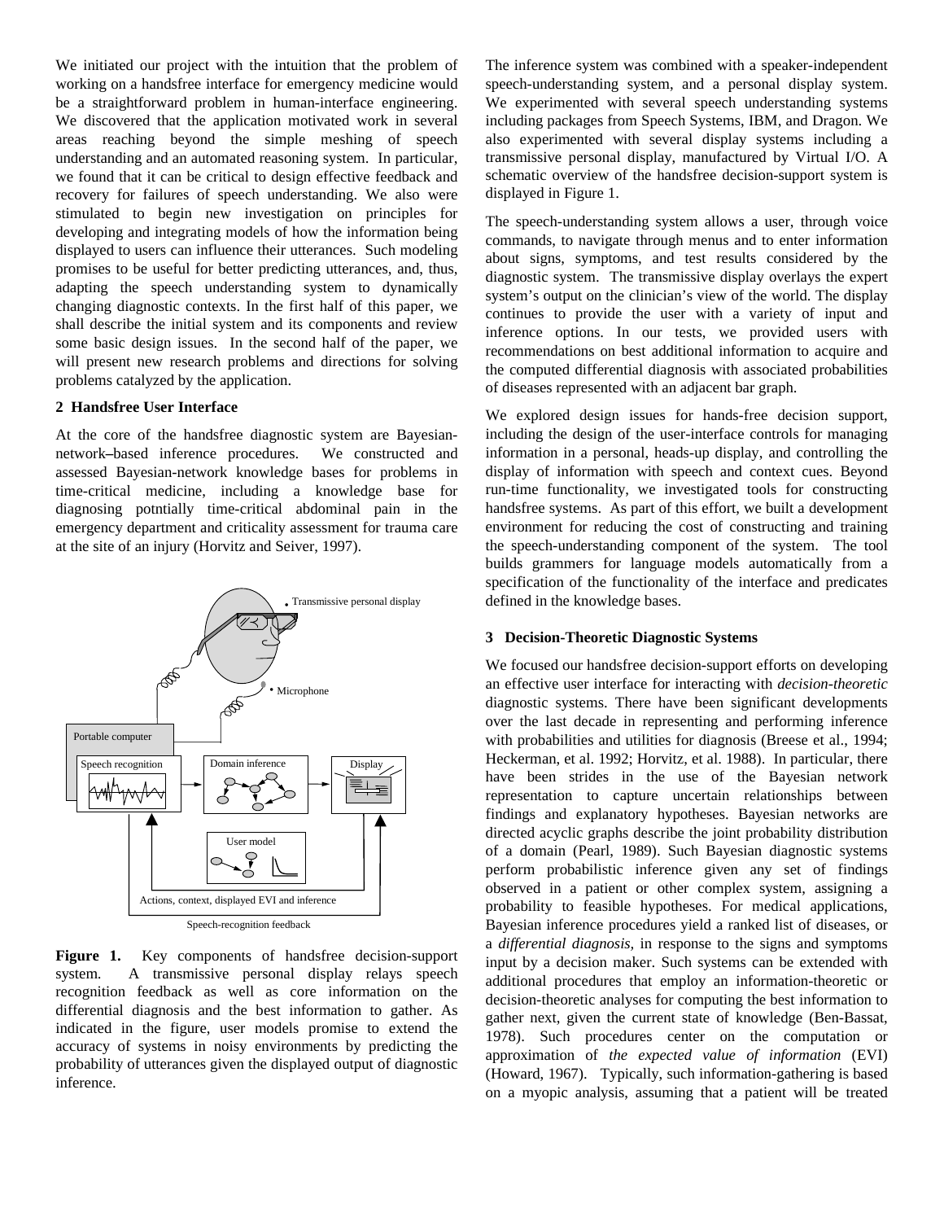We initiated our project with the intuition that the problem of working on a handsfree interface for emergency medicine would be a straightforward problem in human-interface engineering. We discovered that the application motivated work in several areas reaching beyond the simple meshing of speech understanding and an automated reasoning system. In particular, we found that it can be critical to design effective feedback and recovery for failures of speech understanding. We also were stimulated to begin new investigation on principles for developing and integrating models of how the information being displayed to users can influence their utterances. Such modeling promises to be useful for better predicting utterances, and, thus, adapting the speech understanding system to dynamically changing diagnostic contexts. In the first half of this paper, we shall describe the initial system and its components and review some basic design issues. In the second half of the paper, we will present new research problems and directions for solving problems catalyzed by the application.

## 2 Handsfree User Interface

At the core of the handsfree diagnostic system are Bayesian-network–based inference procedures. We constructed and assessed Bayesian-network knowledge bases for problems in time-critical medicine, including a knowledge base for diagnosing potntially time-critical abdominal pain in the emergency department and criticality assessment for trauma care at the site of an injury (Horvitz and Seiver, 1997).

**Figure 1.** Key components of handsfree decision-support system. A transmissive personal display relays speech recognition feedback as well as core information on the differential diagnosis and the best information to gather. As indicated in the figure, user models promise to extend the accuracy of systems in noisy environments by predicting the probability of utterances given the displayed output of diagnostic inference.

The inference system was combined with a speaker-independent speech-understanding system, and a personal display system. We experimented with several speech understanding systems including packages from Speech Systems, IBM, and Dragon. We also experimented with several display systems including a transmissive personal display, manufactured by Virtual I/O. A schematic overview of the handsfree decision-support system is displayed in Figure 1.

The speech-understanding system allows a user, through voice commands, to navigate through menus and to enter information about signs, symptoms, and test results considered by the diagnostic system. The transmissive display overlays the expert system's output on the clinician's view of the world. The display continues to provide the user with a variety of input and inference options. In our tests, we provided users with recommendations on best additional information to acquire and the computed differential diagnosis with associated probabilities of diseases represented with an adjacent bar graph.

We explored design issues for hands-free decision support, including the design of the user-interface controls for managing information in a personal, heads-up display, and controlling the display of information with speech and context cues. Beyond run-time functionality, we investigated tools for constructing handsfree systems. As part of this effort, we built a development environment for reducing the cost of constructing and training the speech-understanding component of the system. The tool builds grammers for language models automatically from a specification of the functionality of the interface and predicates defined in the knowledge bases.

## 3 Decision-Theoretic Diagnostic Systems

We focused our handsfree decision-support efforts on developing an effective user interface for interacting with *decision-theoretic* diagnostic systems. There have been significant developments over the last decade in representing and performing inference with probabilities and utilities for diagnosis (Breese et al., 1994; Heckerman, et al. 1992; Horvitz, et al. 1988). In particular, there have been strides in the use of the Bayesian network representation to capture uncertain relationships between findings and explanatory hypotheses. Bayesian networks are directed acyclic graphs describe the joint probability distribution of a domain (Pearl, 1989). Such Bayesian diagnostic systems perform probabilistic inference given any set of findings observed in a patient or other complex system, assigning a probability to feasible hypotheses. For medical applications, Bayesian inference procedures yield a ranked list of diseases, or a *differential diagnosis,* in response to the signs and symptoms input by a decision maker. Such systems can be extended with additional procedures that employ an information-theoretic or decision-theoretic analyses for computing the best information to gather next, given the current state of knowledge (Ben-Bassat, 1978). Such procedures center on the computation or approximation of *the expected value of information* (EVI) (Howard, 1967). Typically, such information-gathering is based on a myopic analysis, assuming that a patient will be treated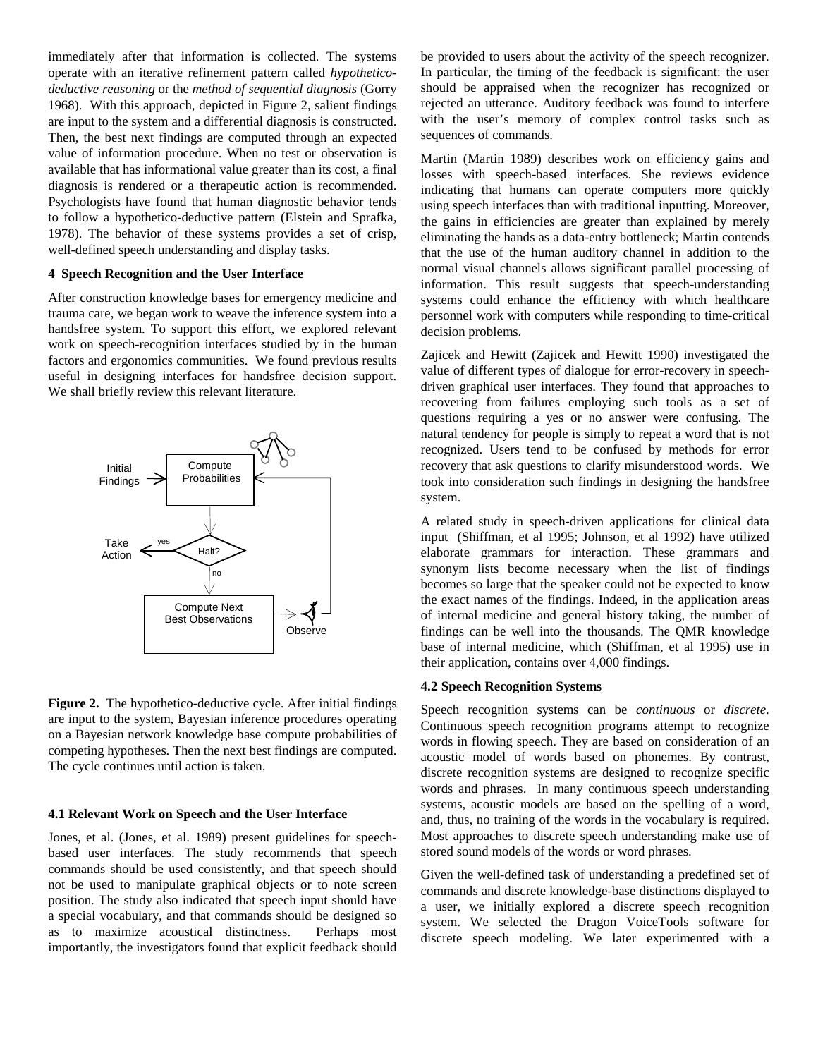immediately after that information is collected. The systems operate with an iterative refinement pattern called *hypothetico-deductive reasoning* or the *method of sequential diagnosis* (Gorry 1968). With this approach, depicted in Figure 2, salient findings are input to the system and a differential diagnosis is constructed. Then, the best next findings are computed through an expected value of information procedure. When no test or observation is available that has informational value greater than its cost, a final diagnosis is rendered or a therapeutic action is recommended. Psychologists have found that human diagnostic behavior tends to follow a hypothetico-deductive pattern (Elstein and Sprafka, 1978). The behavior of these systems provides a set of crisp, well-defined speech understanding and display tasks.

## 4 Speech Recognition and the User Interface

After construction knowledge bases for emergency medicine and trauma care, we began work to weave the inference system into a handsfree system. To support this effort, we explored relevant work on speech-recognition interfaces studied by in the human factors and ergonomics communities. We found previous results useful in designing interfaces for handsfree decision support. We shall briefly review this relevant literature.

**Figure 2.** The hypothetico-deductive cycle. After initial findings are input to the system, Bayesian inference procedures operating on a Bayesian network knowledge base compute probabilities of competing hypotheses. Then the next best findings are computed. The cycle continues until action is taken.

### 4.1 Relevant Work on Speech and the User Interface

Jones, et al. (Jones, et al. 1989) present guidelines for speech-based user interfaces. The study recommends that speech commands should be used consistently, and that speech should not be used to manipulate graphical objects or to note screen position. The study also indicated that speech input should have a special vocabulary, and that commands should be designed so as to maximize acoustical distinctness. Perhaps most importantly, the investigators found that explicit feedback should be provided to users about the activity of the speech recognizer. In particular, the timing of the feedback is significant: the user should be appraised when the recognizer has recognized or rejected an utterance. Auditory feedback was found to interfere with the user's memory of complex control tasks such as sequences of commands.

Martin (Martin 1989) describes work on efficiency gains and losses with speech-based interfaces. She reviews evidence indicating that humans can operate computers more quickly using speech interfaces than with traditional inputting. Moreover, the gains in efficiencies are greater than explained by merely eliminating the hands as a data-entry bottleneck; Martin contends that the use of the human auditory channel in addition to the normal visual channels allows significant parallel processing of information. This result suggests that speech-understanding systems could enhance the efficiency with which healthcare personnel work with computers while responding to time-critical decision problems.

Zajicek and Hewitt (Zajicek and Hewitt 1990) investigated the value of different types of dialogue for error-recovery in speech-driven graphical user interfaces. They found that approaches to recovering from failures employing such tools as a set of questions requiring a yes or no answer were confusing. The natural tendency for people is simply to repeat a word that is not recognized. Users tend to be confused by methods for error recovery that ask questions to clarify misunderstood words. We took into consideration such findings in designing the handsfree system.

A related study in speech-driven applications for clinical data input (Shiffman, et al 1995; Johnson, et al 1992) have utilized elaborate grammars for interaction. These grammars and synonym lists become necessary when the list of findings becomes so large that the speaker could not be expected to know the exact names of the findings. Indeed, in the application areas of internal medicine and general history taking, the number of findings can be well into the thousands. The QMR knowledge base of internal medicine, which (Shiffman, et al 1995) use in their application, contains over 4,000 findings.

### 4.2 Speech Recognition Systems

Speech recognition systems can be *continuous* or *discrete*. Continuous speech recognition programs attempt to recognize words in flowing speech. They are based on consideration of an acoustic model of words based on phonemes. By contrast, discrete recognition systems are designed to recognize specific words and phrases. In many continuous speech understanding systems, acoustic models are based on the spelling of a word, and, thus, no training of the words in the vocabulary is required. Most approaches to discrete speech understanding make use of stored sound models of the words or word phrases.

Given the well-defined task of understanding a predefined set of commands and discrete knowledge-base distinctions displayed to a user, we initially explored a discrete speech recognition system. We selected the Dragon VoiceTools software for discrete speech modeling. We later experimented with a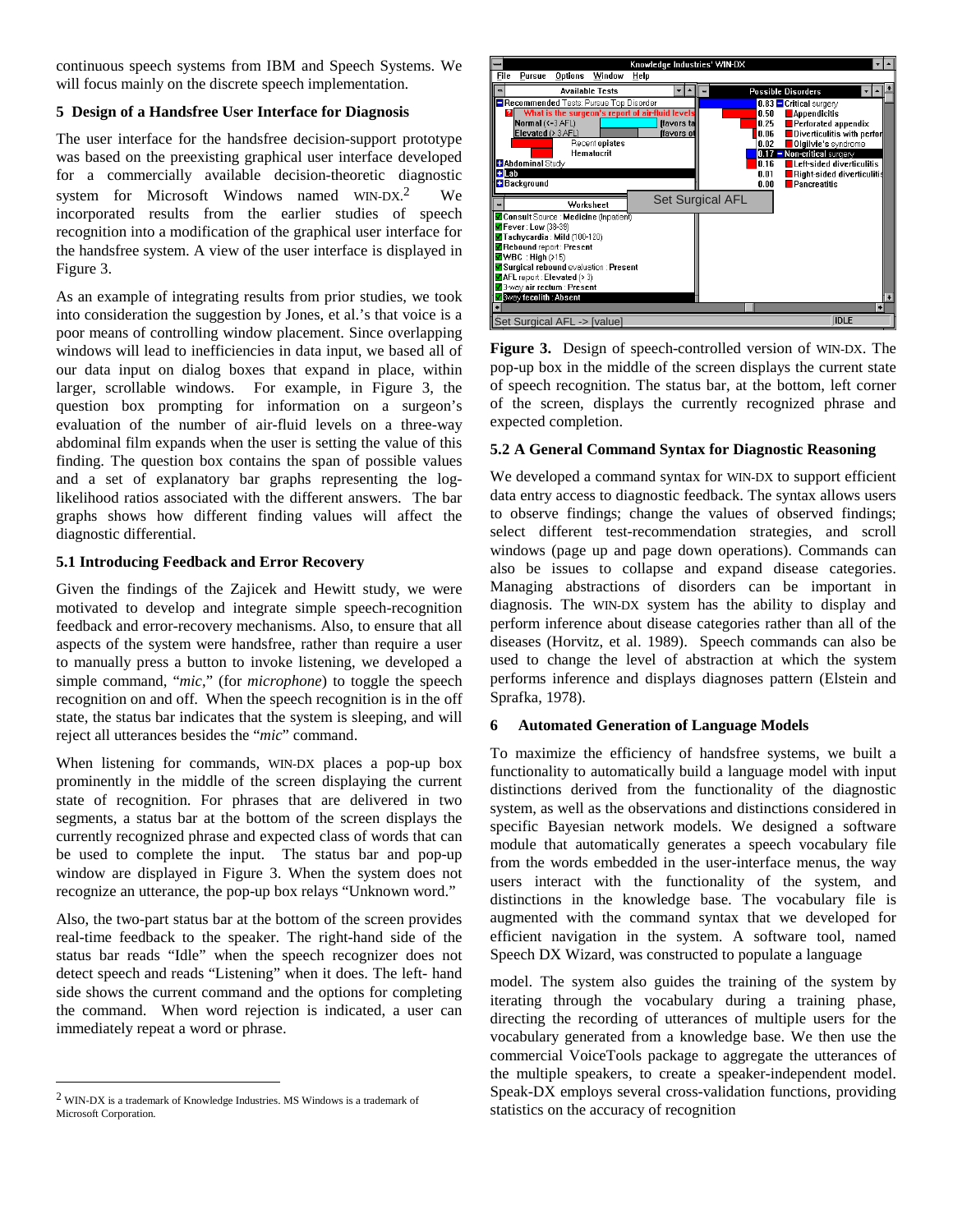continuous speech systems from IBM and Speech Systems. We will focus mainly on the discrete speech implementation.

## 5 Design of a Handsfree User Interface for Diagnosis

The user interface for the handsfree decision-support prototype was based on the preexisting graphical user interface developed for a commercially available decision-theoretic diagnostic system for Microsoft Windows named WIN-DX.[2] We incorporated results from the earlier studies of speech recognition into a modification of the graphical user interface for the handsfree system. A view of the user interface is displayed in Figure 3.

As an example of integrating results from prior studies, we took into consideration the suggestion by Jones, et al.'s that voice is a poor means of controlling window placement. Since overlapping windows will lead to inefficiencies in data input, we based all of our data input on dialog boxes that expand in place, within larger, scrollable windows. For example, in Figure 3, the question box prompting for information on a surgeon's evaluation of the number of air-fluid levels on a three-way abdominal film expands when the user is setting the value of this finding. The question box contains the span of possible values and a set of explanatory bar graphs representing the log-likelihood ratios associated with the different answers. The bar graphs shows how different finding values will affect the diagnostic differential.

### 5.1 Introducing Feedback and Error Recovery

Given the findings of the Zajicek and Hewitt study, we were motivated to develop and integrate simple speech-recognition feedback and error-recovery mechanisms. Also, to ensure that all aspects of the system were handsfree, rather than require a user to manually press a button to invoke listening, we developed a simple command, "*mic*," (for *microphone*) to toggle the speech recognition on and off. When the speech recognition is in the off state, the status bar indicates that the system is sleeping, and will reject all utterances besides the "*mic*" command.

When listening for commands, WIN-DX places a pop-up box prominently in the middle of the screen displaying the current state of recognition. For phrases that are delivered in two segments, a status bar at the bottom of the screen displays the currently recognized phrase and expected class of words that can be used to complete the input. The status bar and pop-up window are displayed in Figure 3. When the system does not recognize an utterance, the pop-up box relays "Unknown word."

Also, the two-part status bar at the bottom of the screen provides real-time feedback to the speaker. The right-hand side of the status bar reads "Idle" when the speech recognizer does not detect speech and reads "Listening" when it does. The left- hand side shows the current command and the options for completing the command. When word rejection is indicated, a user can immediately repeat a word or phrase.

[2] WIN-DX is a trademark of Knowledge Industries. MS Windows is a trademark of Microsoft Corporation.

**Figure 3.** Design of speech-controlled version of WIN-DX. The pop-up box in the middle of the screen displays the current state of speech recognition. The status bar, at the bottom, left corner of the screen, displays the currently recognized phrase and expected completion.

### 5.2 A General Command Syntax for Diagnostic Reasoning

We developed a command syntax for WIN-DX to support efficient data entry access to diagnostic feedback. The syntax allows users to observe findings; change the values of observed findings; select different test-recommendation strategies, and scroll windows (page up and page down operations). Commands can also be issues to collapse and expand disease categories. Managing abstractions of disorders can be important in diagnosis. The WIN-DX system has the ability to display and perform inference about disease categories rather than all of the diseases (Horvitz, et al. 1989). Speech commands can also be used to change the level of abstraction at which the system performs inference and displays diagnoses pattern (Elstein and Sprafka, 1978).

## 6 Automated Generation of Language Models

To maximize the efficiency of handsfree systems, we built a functionality to automatically build a language model with input distinctions derived from the functionality of the diagnostic system, as well as the observations and distinctions considered in specific Bayesian network models. We designed a software module that automatically generates a speech vocabulary file from the words embedded in the user-interface menus, the way users interact with the functionality of the system, and distinctions in the knowledge base. The vocabulary file is augmented with the command syntax that we developed for efficient navigation in the system. A software tool, named Speech DX Wizard, was constructed to populate a language model. The system also guides the training of the system by iterating through the vocabulary during a training phase, directing the recording of utterances of multiple users for the vocabulary generated from a knowledge base. We then use the commercial VoiceTools package to aggregate the utterances of the multiple speakers, to create a speaker-independent model. Speak-DX employs several cross-validation functions, providing statistics on the accuracy of recognition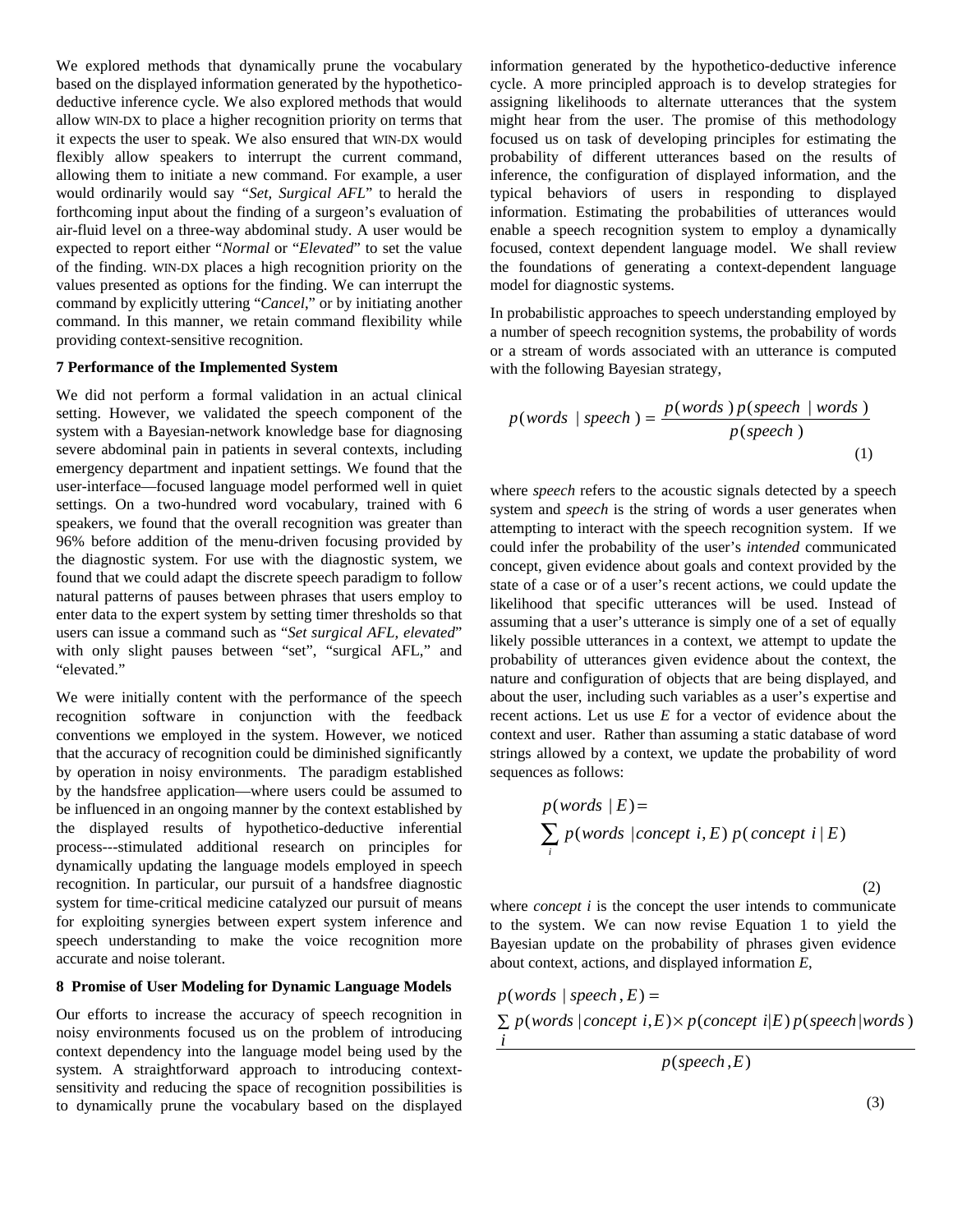We explored methods that dynamically prune the vocabulary based on the displayed information generated by the hypothetico-deductive inference cycle. We also explored methods that would allow WIN-DX to place a higher recognition priority on terms that it expects the user to speak. We also ensured that WIN-DX would flexibly allow speakers to interrupt the current command, allowing them to initiate a new command. For example, a user would ordinarily would say "*Set, Surgical AFL*" to herald the forthcoming input about the finding of a surgeon's evaluation of air-fluid level on a three-way abdominal study. A user would be expected to report either "*Normal* or "*Elevated*" to set the value of the finding. WIN-DX places a high recognition priority on the values presented as options for the finding. We can interrupt the command by explicitly uttering "*Cancel*," or by initiating another command. In this manner, we retain command flexibility while providing context-sensitive recognition.

### 7 Performance of the Implemented System

We did not perform a formal validation in an actual clinical setting. However, we validated the speech component of the system with a Bayesian-network knowledge base for diagnosing severe abdominal pain in patients in several contexts, including emergency department and inpatient settings. We found that the user-interface—focused language model performed well in quiet settings. On a two-hundred word vocabulary, trained with 6 speakers, we found that the overall recognition was greater than 96% before addition of the menu-driven focusing provided by the diagnostic system. For use with the diagnostic system, we found that we could adapt the discrete speech paradigm to follow natural patterns of pauses between phrases that users employ to enter data to the expert system by setting timer thresholds so that users can issue a command such as "*Set surgical AFL, elevated*" with only slight pauses between "set", "surgical AFL," and "elevated."

We were initially content with the performance of the speech recognition software in conjunction with the feedback conventions we employed in the system. However, we noticed that the accuracy of recognition could be diminished significantly by operation in noisy environments. The paradigm established by the handsfree application—where users could be assumed to be influenced in an ongoing manner by the context established by the displayed results of hypothetico-deductive inferential process---stimulated additional research on principles for dynamically updating the language models employed in speech recognition. In particular, our pursuit of a handsfree diagnostic system for time-critical medicine catalyzed our pursuit of means for exploiting synergies between expert system inference and speech understanding to make the voice recognition more accurate and noise tolerant.

### 8 Promise of User Modeling for Dynamic Language Models

Our efforts to increase the accuracy of speech recognition in noisy environments focused us on the problem of introducing context dependency into the language model being used by the system. A straightforward approach to introducing context-sensitivity and reducing the space of recognition possibilities is to dynamically prune the vocabulary based on the displayed information generated by the hypothetico-deductive inference cycle. A more principled approach is to develop strategies for assigning likelihoods to alternate utterances that the system might hear from the user. The promise of this methodology focused us on task of developing principles for estimating the probability of different utterances based on the results of inference, the configuration of displayed information, and the typical behaviors of users in responding to displayed information. Estimating the probabilities of utterances would enable a speech recognition system to employ a dynamically focused, context dependent language model. We shall review the foundations of generating a context-dependent language model for diagnostic systems.

In probabilistic approaches to speech understanding employed by a number of speech recognition systems, the probability of words or a stream of words associated with an utterance is computed with the following Bayesian strategy,

$$p(words \mid speech) = \frac{p(words)\, p(speech \mid words)}{p(speech)} \tag{1}$$

where *speech* refers to the acoustic signals detected by a speech system and *speech* is the string of words a user generates when attempting to interact with the speech recognition system. If we could infer the probability of the user's *intended* communicated concept, given evidence about goals and context provided by the state of a case or of a user's recent actions, we could update the likelihood that specific utterances will be used. Instead of assuming that a user's utterance is simply one of a set of equally likely possible utterances in a context, we attempt to update the probability of utterances given evidence about the context, the nature and configuration of objects that are being displayed, and about the user, including such variables as a user's expertise and recent actions. Let us use *E* for a vector of evidence about the context and user. Rather than assuming a static database of word strings allowed by a context, we update the probability of word sequences as follows:

$$p(words \mid E) = \sum_i p(words \mid concept\ i, E)\, p(concept\ i \mid E) \tag{2}$$

where *concept i* is the concept the user intends to communicate to the system. We can now revise Equation 1 to yield the Bayesian update on the probability of phrases given evidence about context, actions, and displayed information *E*,

$$p(words \mid speech, E) = \frac{\sum_i p(words \mid concept\ i, E) \times p(concept\ i \mid E)\, p(speech \mid words)}{p(speech, E)} \tag{3}$$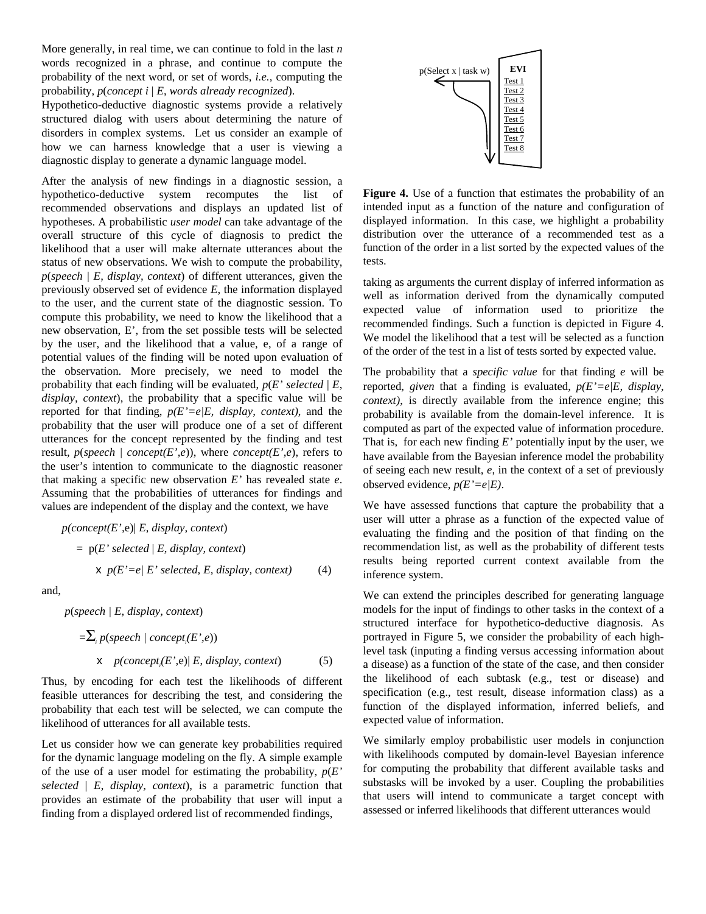More generally, in real time, we can continue to fold in the last *n* words recognized in a phrase, and continue to compute the probability of the next word, or set of words, *i.e.,* computing the probability, $p(\textit{concept } i \mid E, \textit{words already recognized})$.

Hypothetico-deductive diagnostic systems provide a relatively structured dialog with users about determining the nature of disorders in complex systems. Let us consider an example of how we can harness knowledge that a user is viewing a diagnostic display to generate a dynamic language model.

After the analysis of new findings in a diagnostic session, a hypothetico-deductive system recomputes the list of recommended observations and displays an updated list of hypotheses. A probabilistic *user model* can take advantage of the overall structure of this cycle of diagnosis to predict the likelihood that a user will make alternate utterances about the status of new observations. We wish to compute the probability, $p(\textit{speech} \mid E, \textit{display, context})$ of different utterances, given the previously observed set of evidence *E,* the information displayed to the user, and the current state of the diagnostic session. To compute this probability, we need to know the likelihood that a new observation, E', from the set possible tests will be selected by the user, and the likelihood that a value, e, of a range of potential values of the finding will be noted upon evaluation of the observation. More precisely, we need to model the probability that each finding will be evaluated, $p(E' \textit{ selected} \mid E, \textit{display, context})$, the probability that a specific value will be reported for that finding, $p(E'=e|E, \textit{display, context})$, and the probability that the user will produce one of a set of different utterances for the concept represented by the finding and test result, $p(\textit{speech} \mid \textit{concept}(E',e))$, where $\textit{concept}(E',e)$, refers to the user's intention to communicate to the diagnostic reasoner that making a specific new observation *E'* has revealed state *e*. Assuming that the probabilities of utterances for findings and values are independent of the display and the context, we have

$$p(\textit{concept}(E',e) \mid E, \textit{display, context}) = p(E' \textit{ selected} \mid E, \textit{display, context}) \times p(E'=e \mid E' \textit{ selected}, E, \textit{display, context}) \qquad (4)$$

and,

$$p(\textit{speech} \mid E, \textit{display, context}) = \sum_i p(\textit{speech} \mid \textit{concept}_i(E',e)) \times p(\textit{concept}_i(E',e) \mid E, \textit{display, context}) \qquad (5)$$

Thus, by encoding for each test the likelihoods of different feasible utterances for describing the test, and considering the probability that each test will be selected, we can compute the likelihood of utterances for all available tests.

Let us consider how we can generate key probabilities required for the dynamic language modeling on the fly. A simple example of the use of a user model for estimating the probability, $p(E' \textit{ selected} \mid E, \textit{display, context})$, is a parametric function that provides an estimate of the probability that user will input a finding from a displayed ordered list of recommended findings,

p(Select x | task w)

EVI
Test 1
Test 2
Test 3
Test 4
Test 5
Test 6
Test 7
Test 8

**Figure 4.** Use of a function that estimates the probability of an intended input as a function of the nature and configuration of displayed information. In this case, we highlight a probability distribution over the utterance of a recommended test as a function of the order in a list sorted by the expected values of the tests.

taking as arguments the current display of inferred information as well as information derived from the dynamically computed expected value of information used to prioritize the recommended findings. Such a function is depicted in Figure 4. We model the likelihood that a test will be selected as a function of the order of the test in a list of tests sorted by expected value.

The probability that a *specific value* for that finding *e* will be reported, *given* that a finding is evaluated, $p(E'=e|E, \textit{display, context})$, is directly available from the inference engine; this probability is available from the domain-level inference. It is computed as part of the expected value of information procedure. That is, for each new finding *E'* potentially input by the user, we have available from the Bayesian inference model the probability of seeing each new result, *e*, in the context of a set of previously observed evidence, $p(E'=e|E)$.

We have assessed functions that capture the probability that a user will utter a phrase as a function of the expected value of evaluating the finding and the position of that finding on the recommendation list, as well as the probability of different tests results being reported current context available from the inference system.

We can extend the principles described for generating language models for the input of findings to other tasks in the context of a structured interface for hypothetico-deductive diagnosis. As portrayed in Figure 5, we consider the probability of each high-level task (inputing a finding versus accessing information about a disease) as a function of the state of the case, and then consider the likelihood of each subtask (e.g., test or disease) and specification (e.g., test result, disease information class) as a function of the displayed information, inferred beliefs, and expected value of information.

We similarly employ probabilistic user models in conjunction with likelihoods computed by domain-level Bayesian inference for computing the probability that different available tasks and substasks will be invoked by a user. Coupling the probabilities that users will intend to communicate a target concept with assessed or inferred likelihoods that different utterances would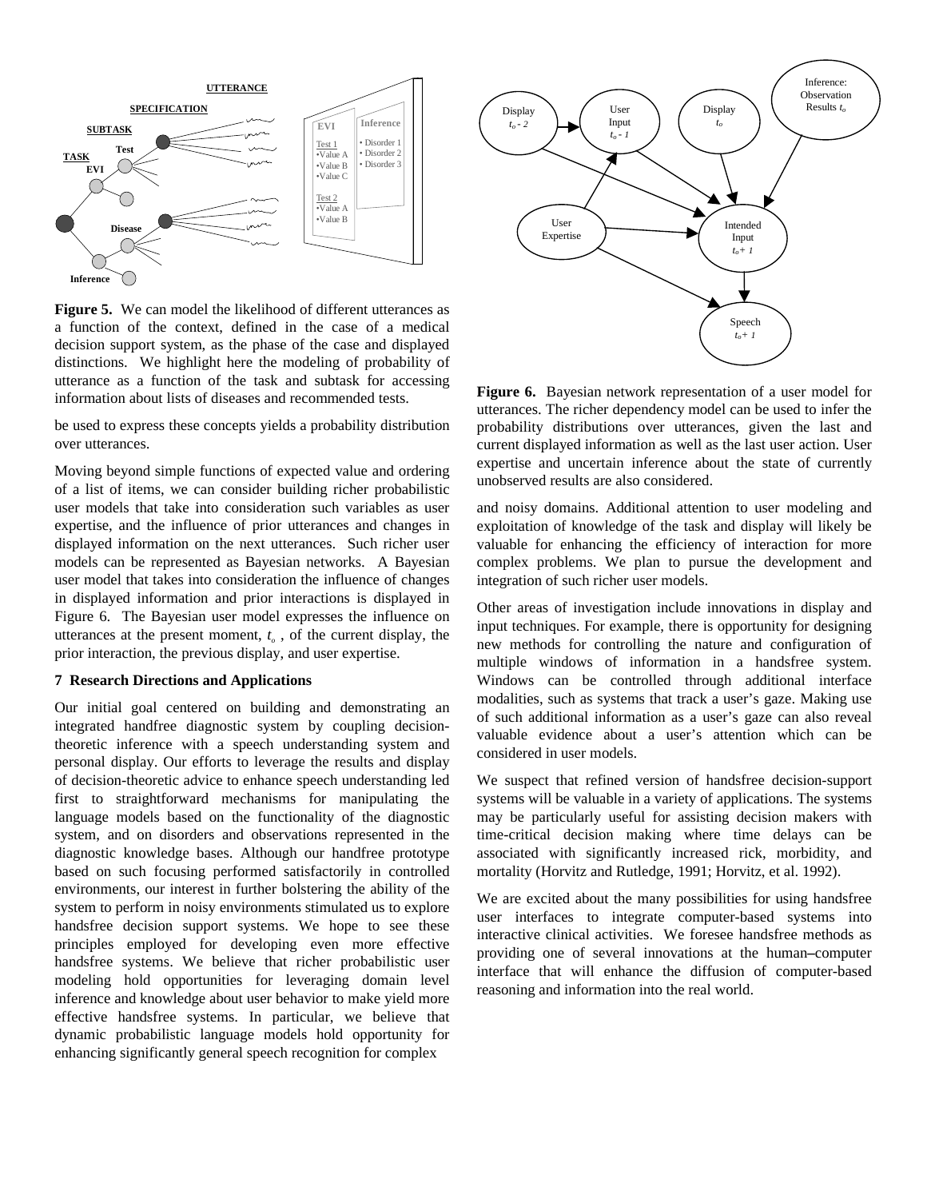**Figure 5.** We can model the likelihood of different utterances as a function of the context, defined in the case of a medical decision support system, as the phase of the case and displayed distinctions. We highlight here the modeling of probability of utterance as a function of the task and subtask for accessing information about lists of diseases and recommended tests.

be used to express these concepts yields a probability distribution over utterances.

Moving beyond simple functions of expected value and ordering of a list of items, we can consider building richer probabilistic user models that take into consideration such variables as user expertise, and the influence of prior utterances and changes in displayed information on the next utterances. Such richer user models can be represented as Bayesian networks. A Bayesian user model that takes into consideration the influence of changes in displayed information and prior interactions is displayed in Figure 6. The Bayesian user model expresses the influence on utterances at the present moment, $t_o$ , of the current display, the prior interaction, the previous display, and user expertise.

**Figure 6.** Bayesian network representation of a user model for utterances. The richer dependency model can be used to infer the probability distributions over utterances, given the last and current displayed information as well as the last user action. User expertise and uncertain inference about the state of currently unobserved results are also considered.

## 7 Research Directions and Applications

Our initial goal centered on building and demonstrating an integrated handfree diagnostic system by coupling decision-theoretic inference with a speech understanding system and personal display. Our efforts to leverage the results and display of decision-theoretic advice to enhance speech understanding led first to straightforward mechanisms for manipulating the language models based on the functionality of the diagnostic system, and on disorders and observations represented in the diagnostic knowledge bases. Although our handfree prototype based on such focusing performed satisfactorily in controlled environments, our interest in further bolstering the ability of the system to perform in noisy environments stimulated us to explore handsfree decision support systems. We hope to see these principles employed for developing even more effective handsfree systems. We believe that richer probabilistic user modeling hold opportunities for leveraging domain level inference and knowledge about user behavior to make yield more effective handsfree systems. In particular, we believe that dynamic probabilistic language models hold opportunity for enhancing significantly general speech recognition for complex and noisy domains. Additional attention to user modeling and exploitation of knowledge of the task and display will likely be valuable for enhancing the efficiency of interaction for more complex problems. We plan to pursue the development and integration of such richer user models.

Other areas of investigation include innovations in display and input techniques. For example, there is opportunity for designing new methods for controlling the nature and configuration of multiple windows of information in a handsfree system. Windows can be controlled through additional interface modalities, such as systems that track a user's gaze. Making use of such additional information as a user's gaze can also reveal valuable evidence about a user's attention which can be considered in user models.

We suspect that refined version of handsfree decision-support systems will be valuable in a variety of applications. The systems may be particularly useful for assisting decision makers with time-critical decision making where time delays can be associated with significantly increased rick, morbidity, and mortality (Horvitz and Rutledge, 1991; Horvitz, et al. 1992).

We are excited about the many possibilities for using handsfree user interfaces to integrate computer-based systems into interactive clinical activities. We foresee handsfree methods as providing one of several innovations at the human–computer interface that will enhance the diffusion of computer-based reasoning and information into the real world.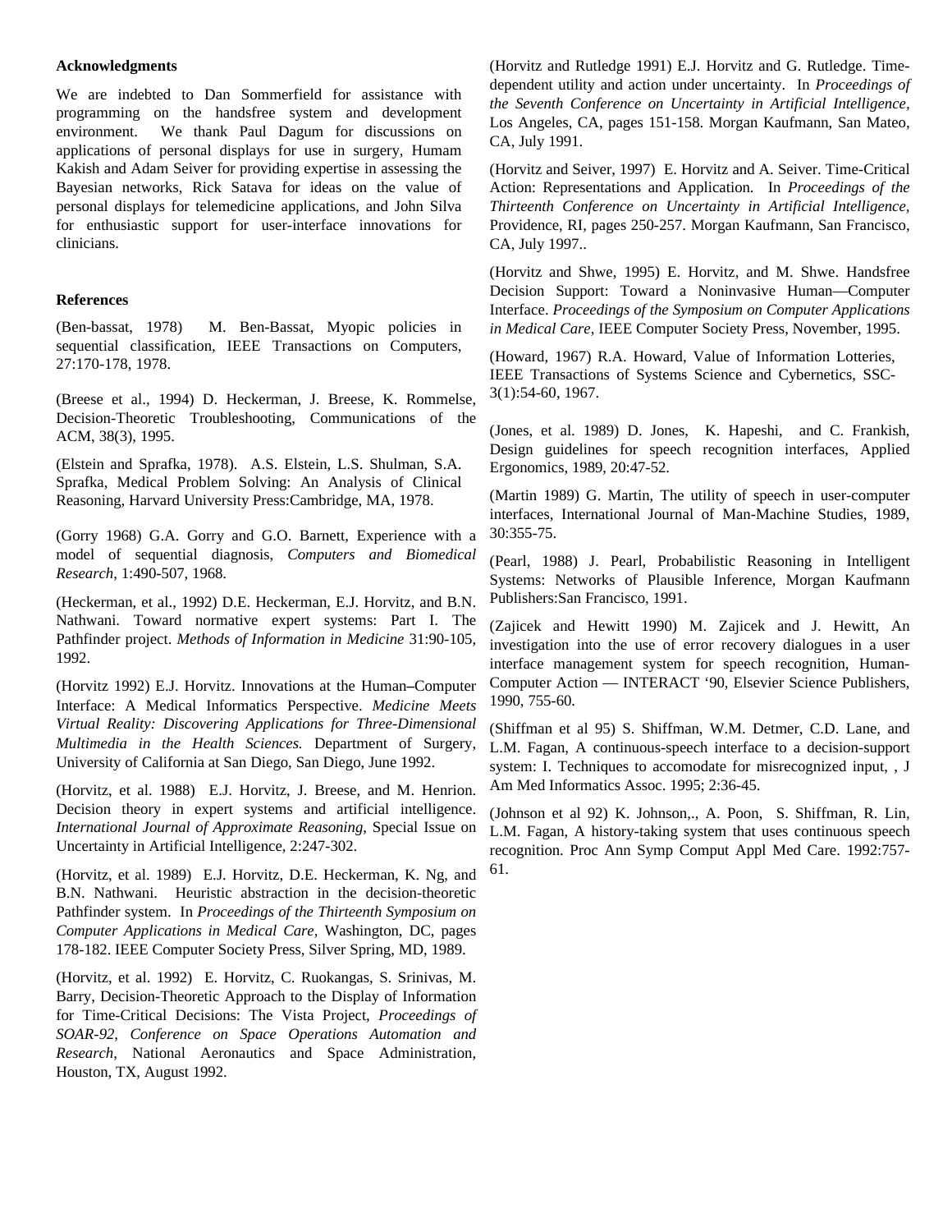## Acknowledgments

We are indebted to Dan Sommerfield for assistance with programming on the handsfree system and development environment. We thank Paul Dagum for discussions on applications of personal displays for use in surgery, Humam Kakish and Adam Seiver for providing expertise in assessing the Bayesian networks, Rick Satava for ideas on the value of personal displays for telemedicine applications, and John Silva for enthusiastic support for user-interface innovations for clinicians.

## References

(Ben-bassat, 1978) M. Ben-Bassat, Myopic policies in sequential classification, IEEE Transactions on Computers, 27:170-178, 1978.

(Breese et al., 1994) D. Heckerman, J. Breese, K. Rommelse, Decision-Theoretic Troubleshooting, Communications of the ACM, 38(3), 1995.

(Elstein and Sprafka, 1978). A.S. Elstein, L.S. Shulman, S.A. Sprafka, Medical Problem Solving: An Analysis of Clinical Reasoning, Harvard University Press:Cambridge, MA, 1978.

(Gorry 1968) G.A. Gorry and G.O. Barnett, Experience with a model of sequential diagnosis, *Computers and Biomedical Research,* 1:490-507, 1968.

(Heckerman, et al., 1992) D.E. Heckerman, E.J. Horvitz, and B.N. Nathwani. Toward normative expert systems: Part I. The Pathfinder project. *Methods of Information in Medicine* 31:90-105, 1992.

(Horvitz 1992) E.J. Horvitz. Innovations at the Human–Computer Interface: A Medical Informatics Perspective. *Medicine Meets Virtual Reality: Discovering Applications for Three-Dimensional Multimedia in the Health Sciences.* Department of Surgery, University of California at San Diego, San Diego, June 1992.

(Horvitz, et al. 1988) E.J. Horvitz, J. Breese, and M. Henrion. Decision theory in expert systems and artificial intelligence. *International Journal of Approximate Reasoning*, Special Issue on Uncertainty in Artificial Intelligence, 2:247-302.

(Horvitz, et al. 1989) E.J. Horvitz, D.E. Heckerman, K. Ng, and B.N. Nathwani. Heuristic abstraction in the decision-theoretic Pathfinder system. In *Proceedings of the Thirteenth Symposium on Computer Applications in Medical Care,* Washington, DC, pages 178-182. IEEE Computer Society Press, Silver Spring, MD, 1989.

(Horvitz, et al. 1992) E. Horvitz, C. Ruokangas, S. Srinivas, M. Barry, Decision-Theoretic Approach to the Display of Information for Time-Critical Decisions: The Vista Project, *Proceedings of SOAR-92, Conference on Space Operations Automation and Research,* National Aeronautics and Space Administration, Houston, TX, August 1992.

(Horvitz and Rutledge 1991) E.J. Horvitz and G. Rutledge. Time-dependent utility and action under uncertainty. In *Proceedings of the Seventh Conference on Uncertainty in Artificial Intelligence,* Los Angeles, CA, pages 151-158. Morgan Kaufmann, San Mateo, CA, July 1991.

(Horvitz and Seiver, 1997) E. Horvitz and A. Seiver. Time-Critical Action: Representations and Application. In *Proceedings of the Thirteenth Conference on Uncertainty in Artificial Intelligence,* Providence, RI, pages 250-257. Morgan Kaufmann, San Francisco, CA, July 1997..

(Horvitz and Shwe, 1995) E. Horvitz, and M. Shwe. Handsfree Decision Support: Toward a Noninvasive Human—Computer Interface. *Proceedings of the Symposium on Computer Applications in Medical Care*, IEEE Computer Society Press, November, 1995.

(Howard, 1967) R.A. Howard, Value of Information Lotteries, IEEE Transactions of Systems Science and Cybernetics, SSC-3(1):54-60, 1967.

(Jones, et al. 1989) D. Jones, K. Hapeshi, and C. Frankish, Design guidelines for speech recognition interfaces, Applied Ergonomics, 1989, 20:47-52.

(Martin 1989) G. Martin, The utility of speech in user-computer interfaces, International Journal of Man-Machine Studies, 1989, 30:355-75.

(Pearl, 1988) J. Pearl, Probabilistic Reasoning in Intelligent Systems: Networks of Plausible Inference, Morgan Kaufmann Publishers:San Francisco, 1991.

(Zajicek and Hewitt 1990) M. Zajicek and J. Hewitt, An investigation into the use of error recovery dialogues in a user interface management system for speech recognition, Human-Computer Action — INTERACT '90, Elsevier Science Publishers, 1990, 755-60.

(Shiffman et al 95) S. Shiffman, W.M. Detmer, C.D. Lane, and L.M. Fagan, A continuous-speech interface to a decision-support system: I. Techniques to accomodate for misrecognized input, , J Am Med Informatics Assoc. 1995; 2:36-45.

(Johnson et al 92) K. Johnson,., A. Poon, S. Shiffman, R. Lin, L.M. Fagan, A history-taking system that uses continuous speech recognition. Proc Ann Symp Comput Appl Med Care. 1992:757-61.